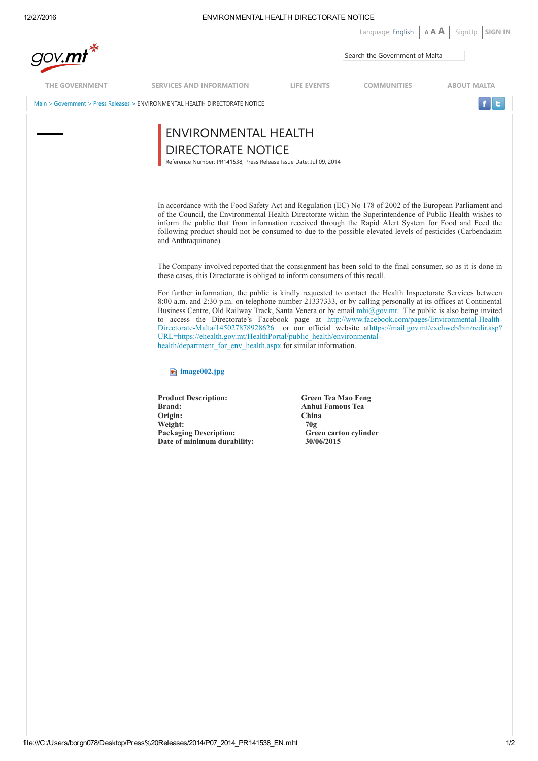# ENVIRONMENTAL HEALTH DIRECTORATE NOTICE

Reference Number: PR141538, Press Release Issue Date: Jul 09, 2014

In accordance with the Food Safety Act and Regulation (EC) No 178 of 2002 of the European Parliament and of the Council, the Environmental Health Directorate within the Superintendence of Public Health wishes to inform the public that from information received through the Rapid Alert System for Food and Feed the following product should not be consumed to due to the possible elevated levels of pesticides (Carbendazim and Anthraquinone).

The Company involved reported that the consignment has been sold to the final consumer, so as it is done in these cases, this Directorate is obliged to inform consumers of this recall.

For further information, the public is kindly requested to contact the Health Inspectorate Services between 8:00 a.m. and 2:30 p.m. on telephone number 21337333, or by calling personally at its offices at Continental Business Centre, Old Railway Track, Santa Venera or by email mhi@gov.mt. The public is also being invited to access the Directorate's Facebook page at http://www.facebook.com/pages/Environmental-Health-Directorate-Malta/145027878928626 or our official website athttps://mail.gov.mt/exchweb/bin/redir.asp?URL=https://ehealth.gov.mt/HealthPortal/public_health/environmental-health/department_for_env_health.aspx for similar information.

image002.jpg

| | |
|---|---|
| **Product Description:** | **Green Tea Mao Feng** |
| **Brand:** | **Anhui Famous Tea** |
| **Origin:** | **China** |
| **Weight:** | **70g** |
| **Packaging Description:** | **Green carton cylinder** |
| **Date of minimum durability:** | **30/06/2015** |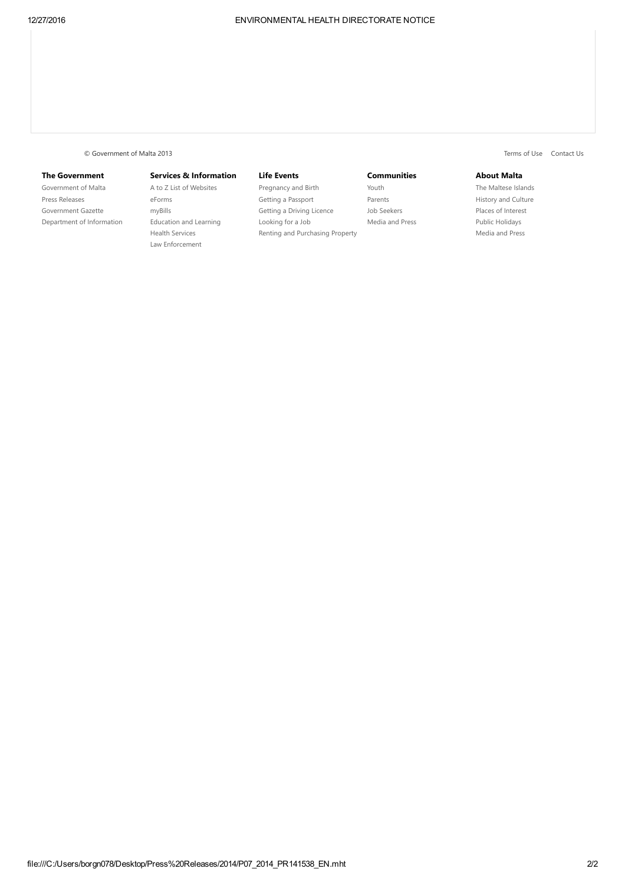© Government of Malta 2013

Terms of Use Contact Us

**The Government**

Government of Malta
Press Releases
Government Gazette
Department of Information

**Services & Information**

A to Z List of Websites
eForms
myBills
Education and Learning
Health Services
Law Enforcement

**Life Events**

Pregnancy and Birth
Getting a Passport
Getting a Driving Licence
Looking for a Job
Renting and Purchasing Property

**Communities**

Youth
Parents
Job Seekers
Media and Press

**About Malta**

The Maltese Islands
History and Culture
Places of Interest
Public Holidays
Media and Press